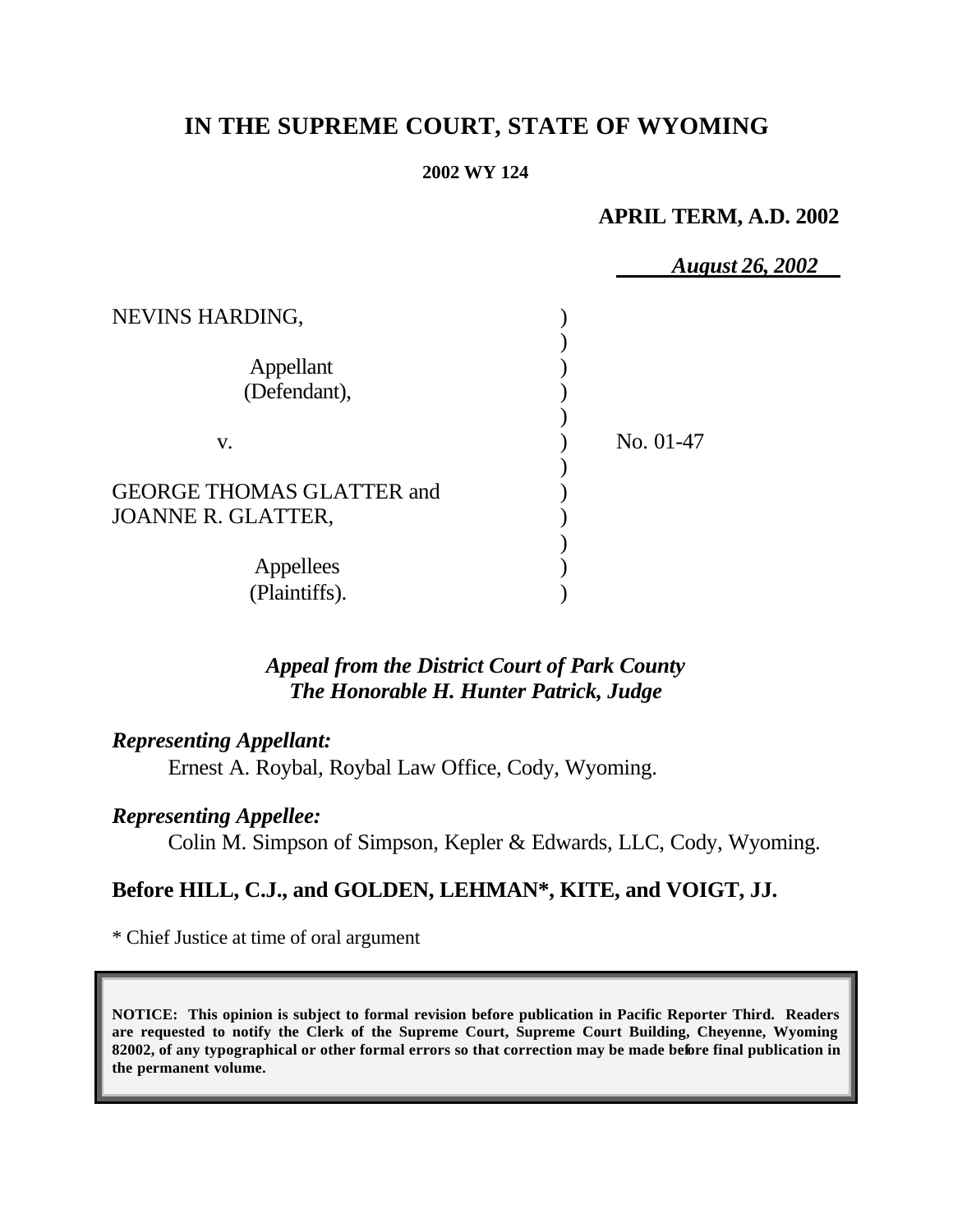# IN THE SUPREME COURT, STATE OF WYOMING

**2002 WY 124**

**APRIL TERM, A.D. 2002**

***August 26, 2002***

NEVINS HARDING,

Appellant
(Defendant),

v.

GEORGE THOMAS GLATTER and
JOANNE R. GLATTER,

Appellees
(Plaintiffs).

No. 01-47

***Appeal from the District Court of Park County***
***The Honorable H. Hunter Patrick, Judge***

***Representing Appellant:***

Ernest A. Roybal, Roybal Law Office, Cody, Wyoming.

***Representing Appellee:***

Colin M. Simpson of Simpson, Kepler & Edwards, LLC, Cody, Wyoming.

**Before HILL, C.J., and GOLDEN, LEHMAN\*, KITE, and VOIGT, JJ.**

\* Chief Justice at time of oral argument

**NOTICE: This opinion is subject to formal revision before publication in Pacific Reporter Third. Readers are requested to notify the Clerk of the Supreme Court, Supreme Court Building, Cheyenne, Wyoming 82002, of any typographical or other formal errors so that correction may be made before final publication in the permanent volume.**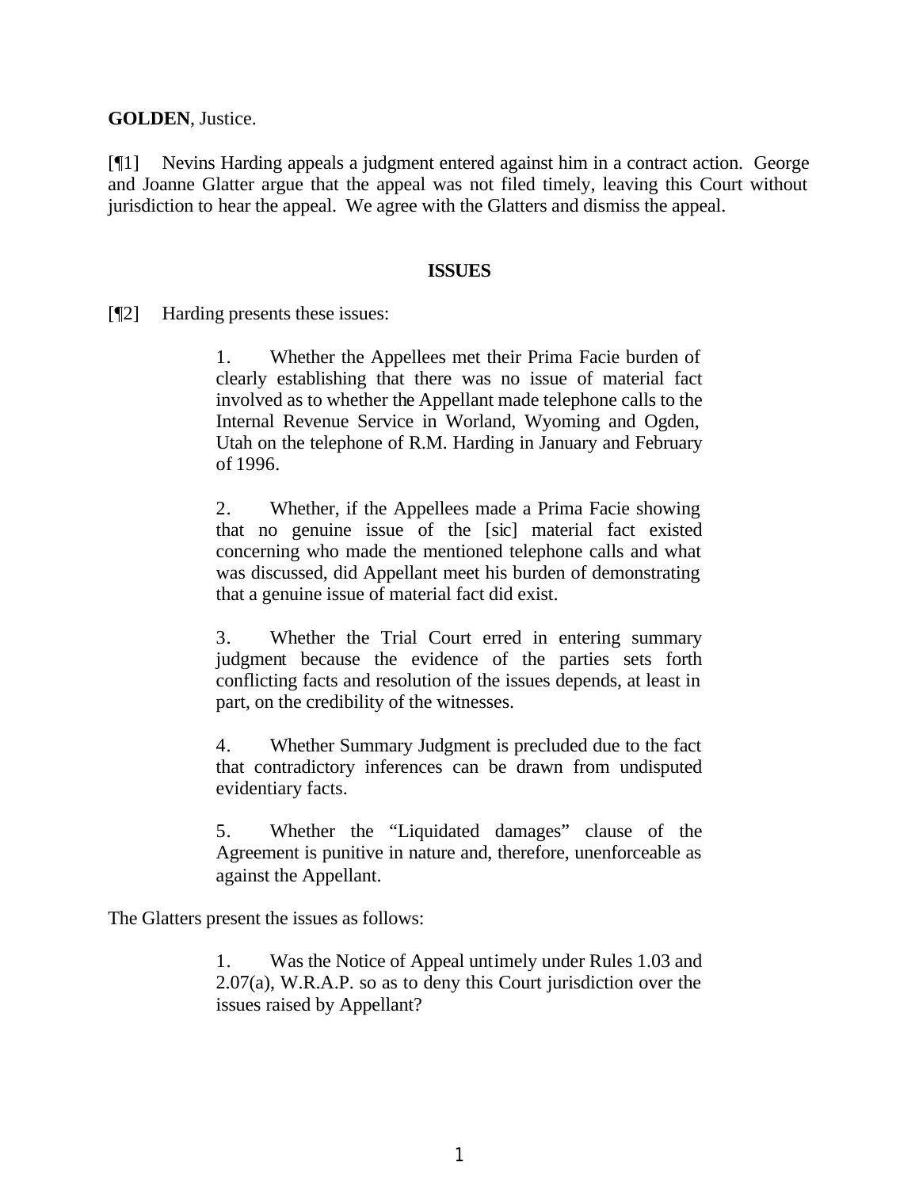**GOLDEN**, Justice.

[¶1] Nevins Harding appeals a judgment entered against him in a contract action. George and Joanne Glatter argue that the appeal was not filed timely, leaving this Court without jurisdiction to hear the appeal. We agree with the Glatters and dismiss the appeal.

## ISSUES

[¶2] Harding presents these issues:

> 1. Whether the Appellees met their Prima Facie burden of clearly establishing that there was no issue of material fact involved as to whether the Appellant made telephone calls to the Internal Revenue Service in Worland, Wyoming and Ogden, Utah on the telephone of R.M. Harding in January and February of 1996.
>
> 2. Whether, if the Appellees made a Prima Facie showing that no genuine issue of the [sic] material fact existed concerning who made the mentioned telephone calls and what was discussed, did Appellant meet his burden of demonstrating that a genuine issue of material fact did exist.
>
> 3. Whether the Trial Court erred in entering summary judgment because the evidence of the parties sets forth conflicting facts and resolution of the issues depends, at least in part, on the credibility of the witnesses.
>
> 4. Whether Summary Judgment is precluded due to the fact that contradictory inferences can be drawn from undisputed evidentiary facts.
>
> 5. Whether the "Liquidated damages" clause of the Agreement is punitive in nature and, therefore, unenforceable as against the Appellant.

The Glatters present the issues as follows:

> 1. Was the Notice of Appeal untimely under Rules 1.03 and 2.07(a), W.R.A.P. so as to deny this Court jurisdiction over the issues raised by Appellant?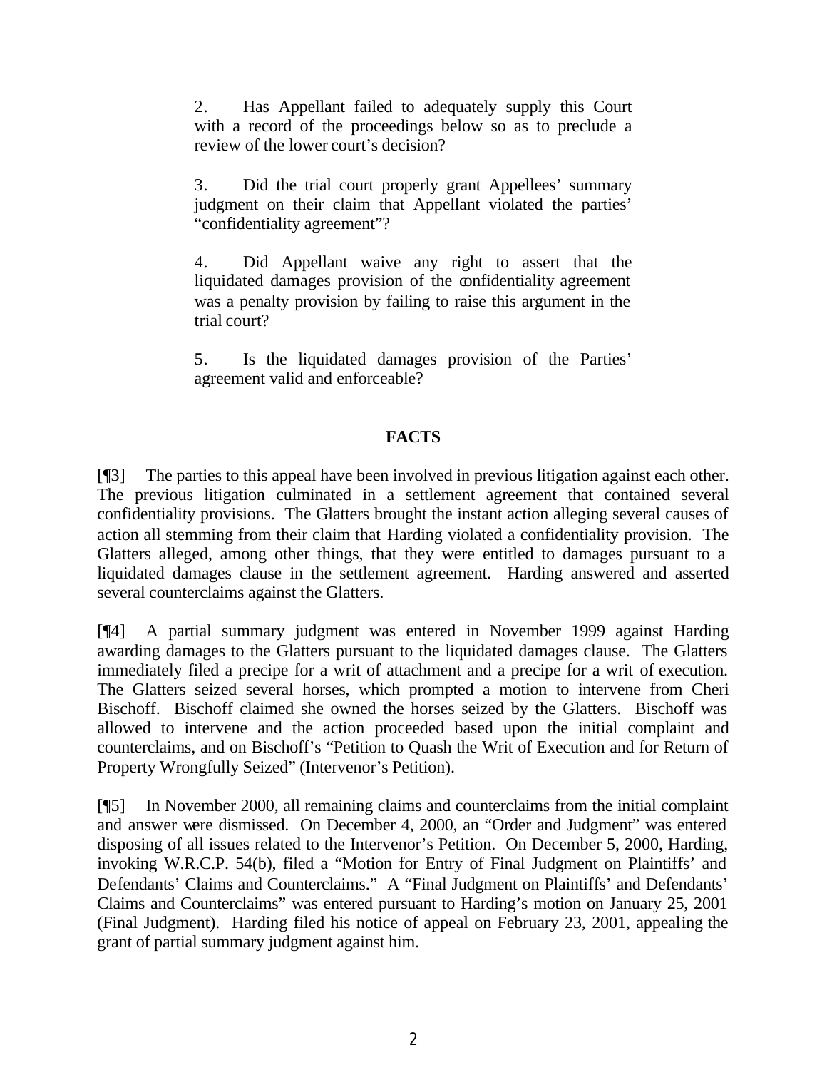2. Has Appellant failed to adequately supply this Court with a record of the proceedings below so as to preclude a review of the lower court's decision?

3. Did the trial court properly grant Appellees' summary judgment on their claim that Appellant violated the parties' "confidentiality agreement"?

4. Did Appellant waive any right to assert that the liquidated damages provision of the confidentiality agreement was a penalty provision by failing to raise this argument in the trial court?

5. Is the liquidated damages provision of the Parties' agreement valid and enforceable?

## FACTS

[¶3] The parties to this appeal have been involved in previous litigation against each other. The previous litigation culminated in a settlement agreement that contained several confidentiality provisions. The Glatters brought the instant action alleging several causes of action all stemming from their claim that Harding violated a confidentiality provision. The Glatters alleged, among other things, that they were entitled to damages pursuant to a liquidated damages clause in the settlement agreement. Harding answered and asserted several counterclaims against the Glatters.

[¶4] A partial summary judgment was entered in November 1999 against Harding awarding damages to the Glatters pursuant to the liquidated damages clause. The Glatters immediately filed a precipe for a writ of attachment and a precipe for a writ of execution. The Glatters seized several horses, which prompted a motion to intervene from Cheri Bischoff. Bischoff claimed she owned the horses seized by the Glatters. Bischoff was allowed to intervene and the action proceeded based upon the initial complaint and counterclaims, and on Bischoff's "Petition to Quash the Writ of Execution and for Return of Property Wrongfully Seized" (Intervenor's Petition).

[¶5] In November 2000, all remaining claims and counterclaims from the initial complaint and answer were dismissed. On December 4, 2000, an "Order and Judgment" was entered disposing of all issues related to the Intervenor's Petition. On December 5, 2000, Harding, invoking W.R.C.P. 54(b), filed a "Motion for Entry of Final Judgment on Plaintiffs' and Defendants' Claims and Counterclaims." A "Final Judgment on Plaintiffs' and Defendants' Claims and Counterclaims" was entered pursuant to Harding's motion on January 25, 2001 (Final Judgment). Harding filed his notice of appeal on February 23, 2001, appealing the grant of partial summary judgment against him.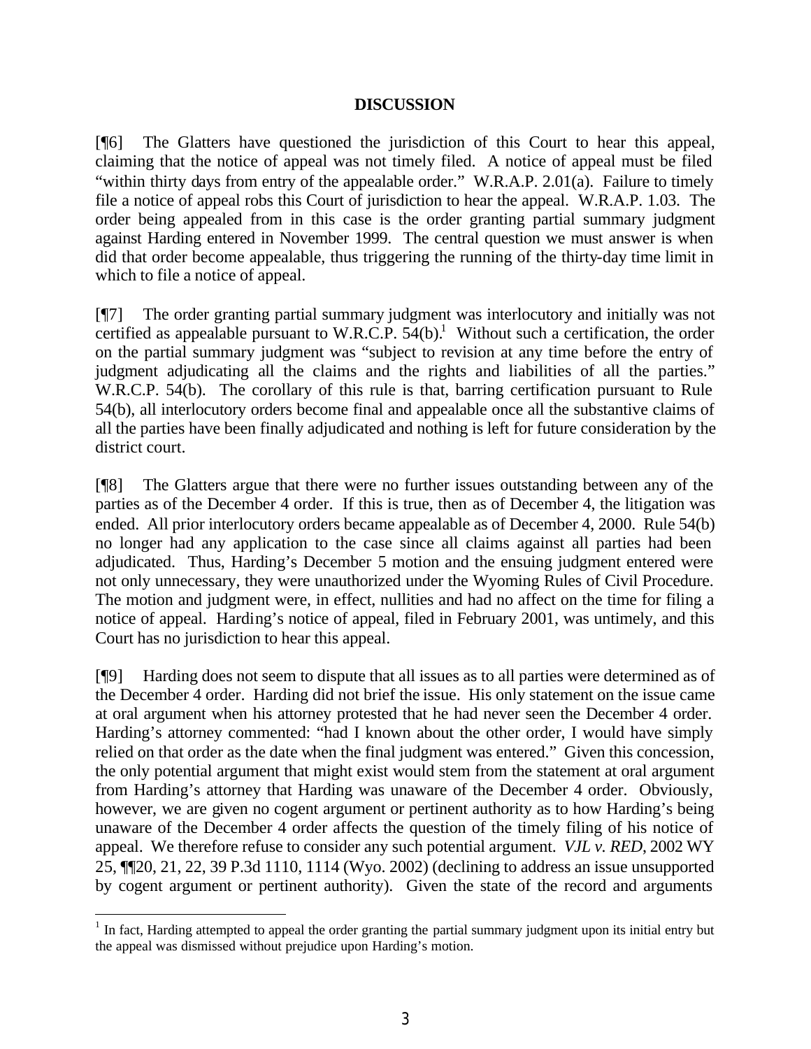## DISCUSSION

[¶6] The Glatters have questioned the jurisdiction of this Court to hear this appeal, claiming that the notice of appeal was not timely filed. A notice of appeal must be filed "within thirty days from entry of the appealable order." W.R.A.P. 2.01(a). Failure to timely file a notice of appeal robs this Court of jurisdiction to hear the appeal. W.R.A.P. 1.03. The order being appealed from in this case is the order granting partial summary judgment against Harding entered in November 1999. The central question we must answer is when did that order become appealable, thus triggering the running of the thirty-day time limit in which to file a notice of appeal.

[¶7] The order granting partial summary judgment was interlocutory and initially was not certified as appealable pursuant to W.R.C.P. 54(b).[1] Without such a certification, the order on the partial summary judgment was "subject to revision at any time before the entry of judgment adjudicating all the claims and the rights and liabilities of all the parties." W.R.C.P. 54(b). The corollary of this rule is that, barring certification pursuant to Rule 54(b), all interlocutory orders become final and appealable once all the substantive claims of all the parties have been finally adjudicated and nothing is left for future consideration by the district court.

[¶8] The Glatters argue that there were no further issues outstanding between any of the parties as of the December 4 order. If this is true, then as of December 4, the litigation was ended. All prior interlocutory orders became appealable as of December 4, 2000. Rule 54(b) no longer had any application to the case since all claims against all parties had been adjudicated. Thus, Harding's December 5 motion and the ensuing judgment entered were not only unnecessary, they were unauthorized under the Wyoming Rules of Civil Procedure. The motion and judgment were, in effect, nullities and had no affect on the time for filing a notice of appeal. Harding's notice of appeal, filed in February 2001, was untimely, and this Court has no jurisdiction to hear this appeal.

[¶9] Harding does not seem to dispute that all issues as to all parties were determined as of the December 4 order. Harding did not brief the issue. His only statement on the issue came at oral argument when his attorney protested that he had never seen the December 4 order. Harding's attorney commented: "had I known about the other order, I would have simply relied on that order as the date when the final judgment was entered." Given this concession, the only potential argument that might exist would stem from the statement at oral argument from Harding's attorney that Harding was unaware of the December 4 order. Obviously, however, we are given no cogent argument or pertinent authority as to how Harding's being unaware of the December 4 order affects the question of the timely filing of his notice of appeal. We therefore refuse to consider any such potential argument. *VJL v. RED*, 2002 WY 25, ¶¶20, 21, 22, 39 P.3d 1110, 1114 (Wyo. 2002) (declining to address an issue unsupported by cogent argument or pertinent authority). Given the state of the record and arguments

---

[1] In fact, Harding attempted to appeal the order granting the partial summary judgment upon its initial entry but the appeal was dismissed without prejudice upon Harding's motion.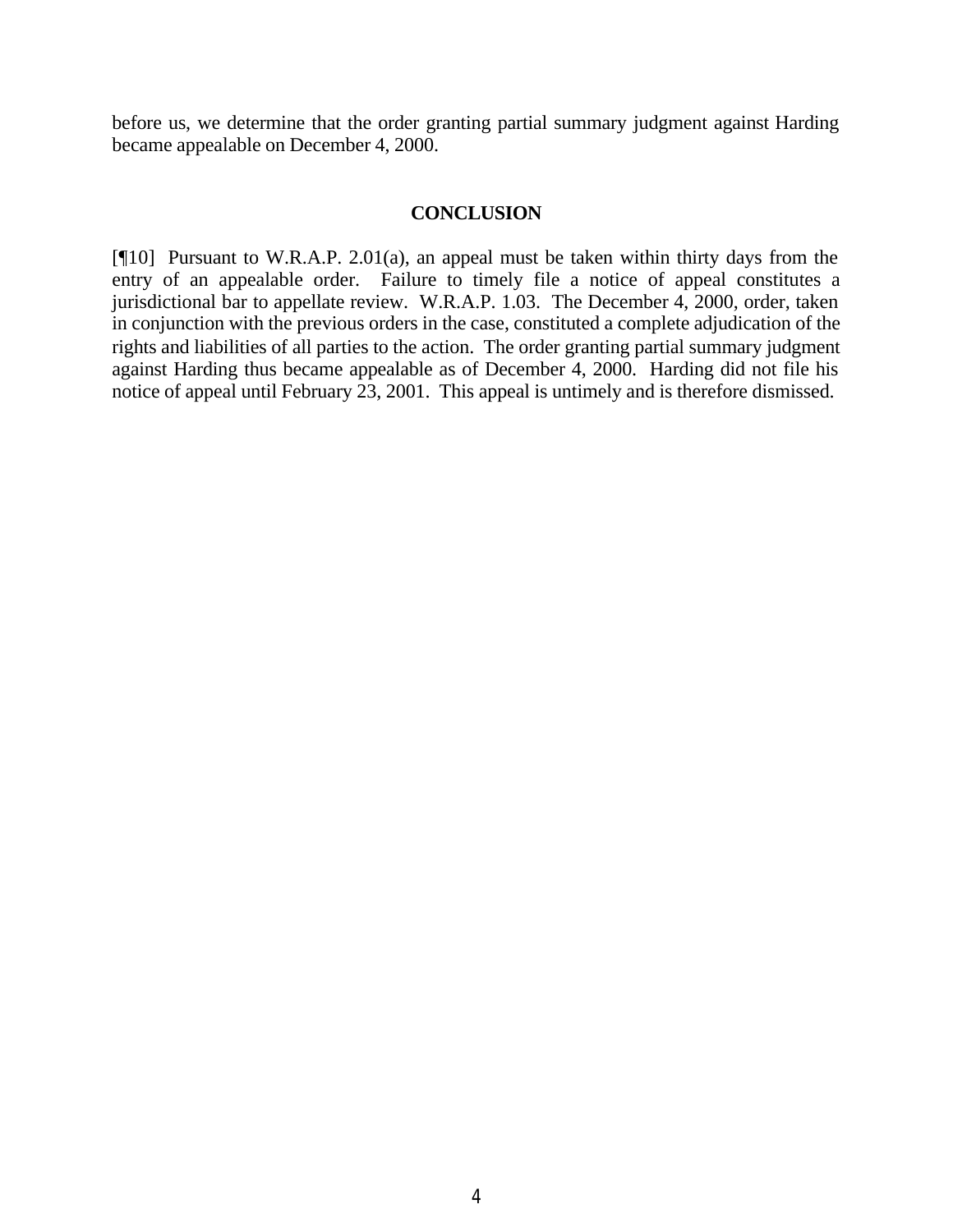before us, we determine that the order granting partial summary judgment against Harding became appealable on December 4, 2000.

## CONCLUSION

[¶10] Pursuant to W.R.A.P. 2.01(a), an appeal must be taken within thirty days from the entry of an appealable order. Failure to timely file a notice of appeal constitutes a jurisdictional bar to appellate review. W.R.A.P. 1.03. The December 4, 2000, order, taken in conjunction with the previous orders in the case, constituted a complete adjudication of the rights and liabilities of all parties to the action. The order granting partial summary judgment against Harding thus became appealable as of December 4, 2000. Harding did not file his notice of appeal until February 23, 2001. This appeal is untimely and is therefore dismissed.